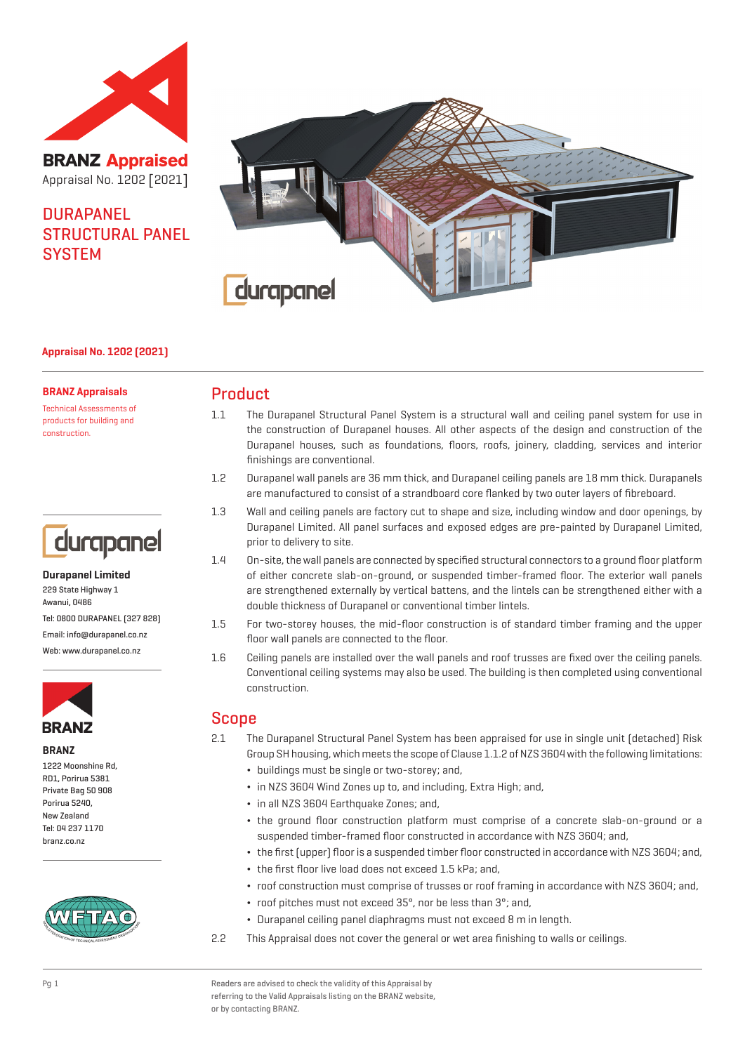# BRANZ Appraised

Appraisal No. 1202 [2021]

# DURAPANEL STRUCTURAL PANEL SYSTEM

**Appraisal No. 1202 (2021)**

**BRANZ Appraisals**

Technical Assessments of products for building and construction.

**Durapanel Limited**
229 State Highway 1
Awanui, 0486
Tel: 0800 DURAPANEL (327 828)
Email: info@durapanel.co.nz
Web: www.durapanel.co.nz

**BRANZ**
1222 Moonshine Rd,
RD1, Porirua 5381
Private Bag 50 908
Porirua 5240,
New Zealand
Tel: 04 237 1170
branz.co.nz

## Product

1.1 The Durapanel Structural Panel System is a structural wall and ceiling panel system for use in the construction of Durapanel houses. All other aspects of the design and construction of the Durapanel houses, such as foundations, floors, roofs, joinery, cladding, services and interior finishings are conventional.

1.2 Durapanel wall panels are 36 mm thick, and Durapanel ceiling panels are 18 mm thick. Durapanels are manufactured to consist of a strandboard core flanked by two outer layers of fibreboard.

1.3 Wall and ceiling panels are factory cut to shape and size, including window and door openings, by Durapanel Limited. All panel surfaces and exposed edges are pre-painted by Durapanel Limited, prior to delivery to site.

1.4 On-site, the wall panels are connected by specified structural connectors to a ground floor platform of either concrete slab-on-ground, or suspended timber-framed floor. The exterior wall panels are strengthened externally by vertical battens, and the lintels can be strengthened either with a double thickness of Durapanel or conventional timber lintels.

1.5 For two-storey houses, the mid-floor construction is of standard timber framing and the upper floor wall panels are connected to the floor.

1.6 Ceiling panels are installed over the wall panels and roof trusses are fixed over the ceiling panels. Conventional ceiling systems may also be used. The building is then completed using conventional construction.

## Scope

2.1 The Durapanel Structural Panel System has been appraised for use in single unit (detached) Risk Group SH housing, which meets the scope of Clause 1.1.2 of NZS 3604 with the following limitations:

- buildings must be single or two-storey; and,
- in NZS 3604 Wind Zones up to, and including, Extra High; and,
- in all NZS 3604 Earthquake Zones; and,
- the ground floor construction platform must comprise of a concrete slab-on-ground or a suspended timber-framed floor constructed in accordance with NZS 3604; and,
- the first (upper) floor is a suspended timber floor constructed in accordance with NZS 3604; and,
- the first floor live load does not exceed 1.5 kPa; and,
- roof construction must comprise of trusses or roof framing in accordance with NZS 3604; and,
- roof pitches must not exceed 35°, nor be less than 3°; and,
- Durapanel ceiling panel diaphragms must not exceed 8 m in length.

2.2 This Appraisal does not cover the general or wet area finishing to walls or ceilings.

Readers are advised to check the validity of this Appraisal by referring to the Valid Appraisals listing on the BRANZ website, or by contacting BRANZ.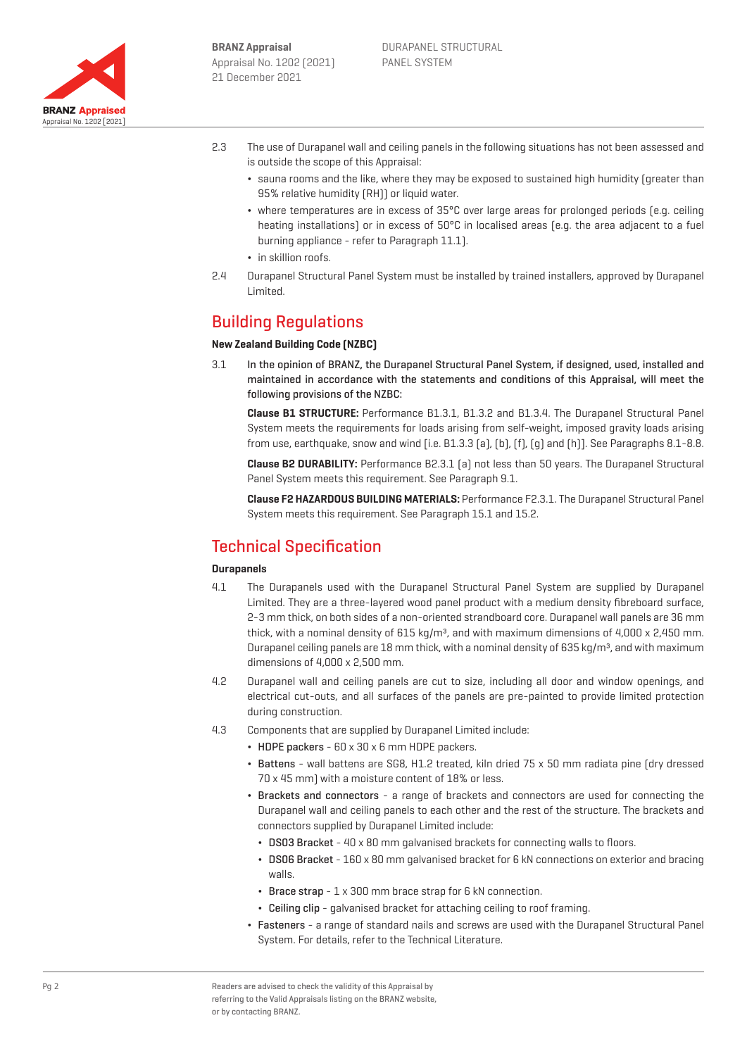2.3 The use of Durapanel wall and ceiling panels in the following situations has not been assessed and is outside the scope of this Appraisal:

- sauna rooms and the like, where they may be exposed to sustained high humidity (greater than 95% relative humidity (RH)) or liquid water.
- where temperatures are in excess of 35°C over large areas for prolonged periods (e.g. ceiling heating installations) or in excess of 50°C in localised areas (e.g. the area adjacent to a fuel burning appliance - refer to Paragraph 11.1).
- in skillion roofs.

2.4 Durapanel Structural Panel System must be installed by trained installers, approved by Durapanel Limited.

## Building Regulations

### New Zealand Building Code (NZBC)

3.1 **In the opinion of BRANZ, the Durapanel Structural Panel System, if designed, used, installed and maintained in accordance with the statements and conditions of this Appraisal, will meet the following provisions of the NZBC:**

**Clause B1 STRUCTURE:** Performance B1.3.1, B1.3.2 and B1.3.4. The Durapanel Structural Panel System meets the requirements for loads arising from self-weight, imposed gravity loads arising from use, earthquake, snow and wind [i.e. B1.3.3 (a), (b), (f), (g) and (h)]. See Paragraphs 8.1-8.8.

**Clause B2 DURABILITY:** Performance B2.3.1 (a) not less than 50 years. The Durapanel Structural Panel System meets this requirement. See Paragraph 9.1.

**Clause F2 HAZARDOUS BUILDING MATERIALS:** Performance F2.3.1. The Durapanel Structural Panel System meets this requirement. See Paragraph 15.1 and 15.2.

## Technical Specification

### Durapanels

4.1 The Durapanels used with the Durapanel Structural Panel System are supplied by Durapanel Limited. They are a three-layered wood panel product with a medium density fibreboard surface, 2-3 mm thick, on both sides of a non-oriented strandboard core. Durapanel wall panels are 36 mm thick, with a nominal density of 615 kg/m³, and with maximum dimensions of 4,000 x 2,450 mm. Durapanel ceiling panels are 18 mm thick, with a nominal density of 635 kg/m³, and with maximum dimensions of 4,000 x 2,500 mm.

4.2 Durapanel wall and ceiling panels are cut to size, including all door and window openings, and electrical cut-outs, and all surfaces of the panels are pre-painted to provide limited protection during construction.

4.3 Components that are supplied by Durapanel Limited include:

- HDPE packers - 60 x 30 x 6 mm HDPE packers.
- Battens - wall battens are SG8, H1.2 treated, kiln dried 75 x 50 mm radiata pine (dry dressed 70 x 45 mm) with a moisture content of 18% or less.
- Brackets and connectors - a range of brackets and connectors are used for connecting the Durapanel wall and ceiling panels to each other and the rest of the structure. The brackets and connectors supplied by Durapanel Limited include:
  - DS03 Bracket - 40 x 80 mm galvanised brackets for connecting walls to floors.
  - DS06 Bracket - 160 x 80 mm galvanised bracket for 6 kN connections on exterior and bracing walls.
  - Brace strap - 1 x 300 mm brace strap for 6 kN connection.
  - Ceiling clip - galvanised bracket for attaching ceiling to roof framing.
- Fasteners - a range of standard nails and screws are used with the Durapanel Structural Panel System. For details, refer to the Technical Literature.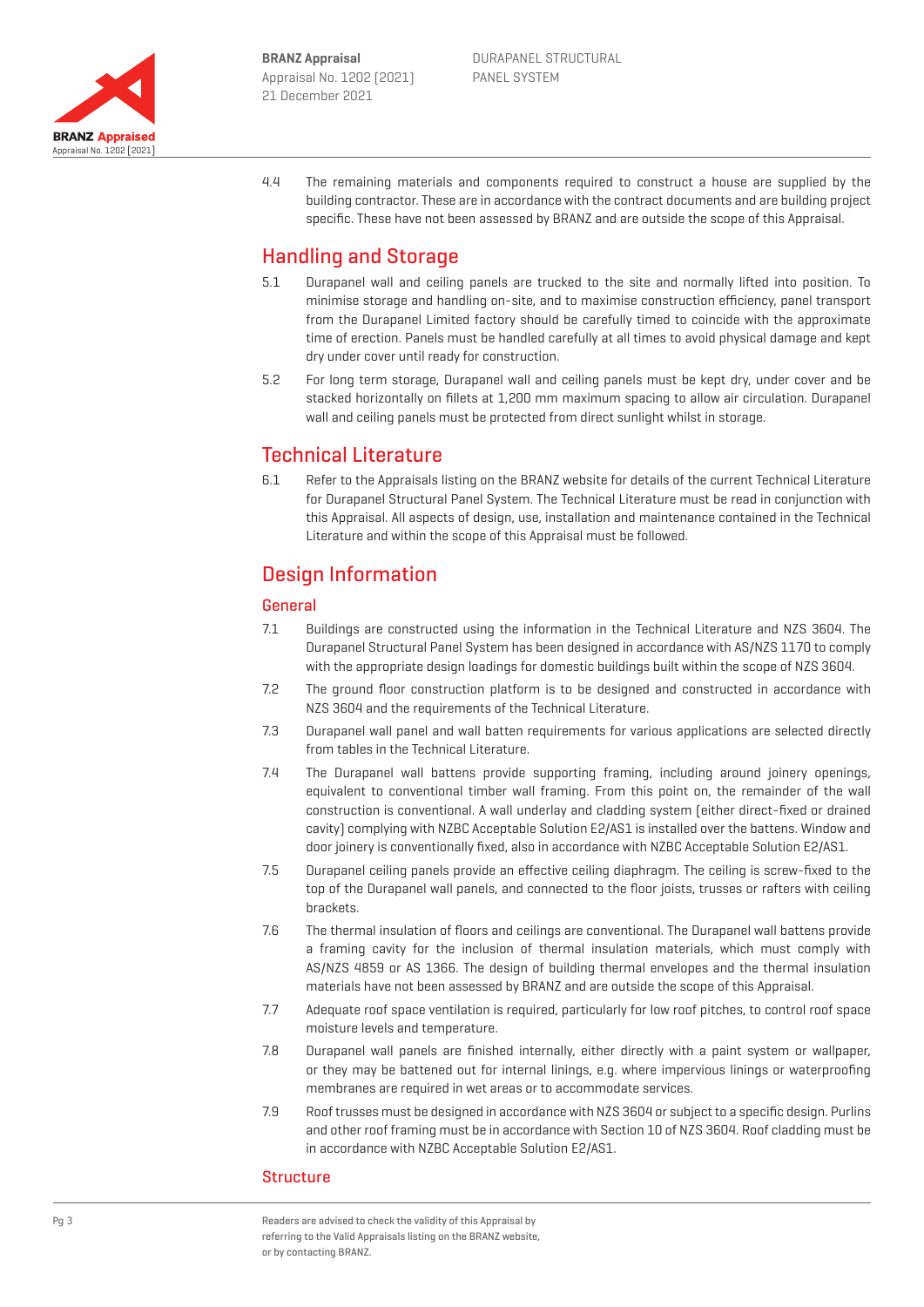4.4 The remaining materials and components required to construct a house are supplied by the building contractor. These are in accordance with the contract documents and are building project specific. These have not been assessed by BRANZ and are outside the scope of this Appraisal.

## Handling and Storage

5.1 Durapanel wall and ceiling panels are trucked to the site and normally lifted into position. To minimise storage and handling on-site, and to maximise construction efficiency, panel transport from the Durapanel Limited factory should be carefully timed to coincide with the approximate time of erection. Panels must be handled carefully at all times to avoid physical damage and kept dry under cover until ready for construction.

5.2 For long term storage, Durapanel wall and ceiling panels must be kept dry, under cover and be stacked horizontally on fillets at 1,200 mm maximum spacing to allow air circulation. Durapanel wall and ceiling panels must be protected from direct sunlight whilst in storage.

## Technical Literature

6.1 Refer to the Appraisals listing on the BRANZ website for details of the current Technical Literature for Durapanel Structural Panel System. The Technical Literature must be read in conjunction with this Appraisal. All aspects of design, use, installation and maintenance contained in the Technical Literature and within the scope of this Appraisal must be followed.

## Design Information

### General

7.1 Buildings are constructed using the information in the Technical Literature and NZS 3604. The Durapanel Structural Panel System has been designed in accordance with AS/NZS 1170 to comply with the appropriate design loadings for domestic buildings built within the scope of NZS 3604.

7.2 The ground floor construction platform is to be designed and constructed in accordance with NZS 3604 and the requirements of the Technical Literature.

7.3 Durapanel wall panel and wall batten requirements for various applications are selected directly from tables in the Technical Literature.

7.4 The Durapanel wall battens provide supporting framing, including around joinery openings, equivalent to conventional timber wall framing. From this point on, the remainder of the wall construction is conventional. A wall underlay and cladding system (either direct-fixed or drained cavity) complying with NZBC Acceptable Solution E2/AS1 is installed over the battens. Window and door joinery is conventionally fixed, also in accordance with NZBC Acceptable Solution E2/AS1.

7.5 Durapanel ceiling panels provide an effective ceiling diaphragm. The ceiling is screw-fixed to the top of the Durapanel wall panels, and connected to the floor joists, trusses or rafters with ceiling brackets.

7.6 The thermal insulation of floors and ceilings are conventional. The Durapanel wall battens provide a framing cavity for the inclusion of thermal insulation materials, which must comply with AS/NZS 4859 or AS 1366. The design of building thermal envelopes and the thermal insulation materials have not been assessed by BRANZ and are outside the scope of this Appraisal.

7.7 Adequate roof space ventilation is required, particularly for low roof pitches, to control roof space moisture levels and temperature.

7.8 Durapanel wall panels are finished internally, either directly with a paint system or wallpaper, or they may be battened out for internal linings, e.g. where impervious linings or waterproofing membranes are required in wet areas or to accommodate services.

7.9 Roof trusses must be designed in accordance with NZS 3604 or subject to a specific design. Purlins and other roof framing must be in accordance with Section 10 of NZS 3604. Roof cladding must be in accordance with NZBC Acceptable Solution E2/AS1.

### Structure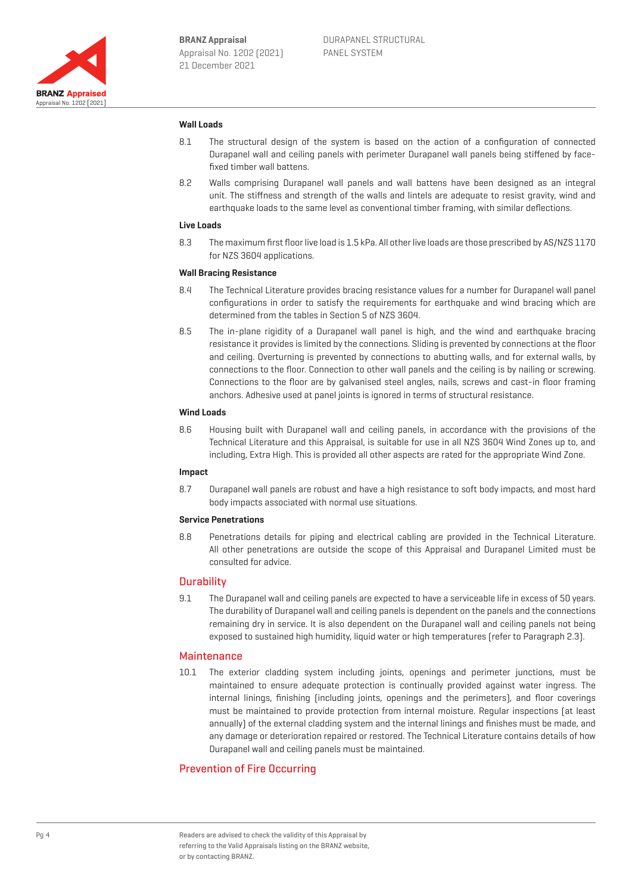### Wall Loads

8.1 The structural design of the system is based on the action of a configuration of connected Durapanel wall and ceiling panels with perimeter Durapanel wall panels being stiffened by face-fixed timber wall battens.

8.2 Walls comprising Durapanel wall panels and wall battens have been designed as an integral unit. The stiffness and strength of the walls and lintels are adequate to resist gravity, wind and earthquake loads to the same level as conventional timber framing, with similar deflections.

### Live Loads

8.3 The maximum first floor live load is 1.5 kPa. All other live loads are those prescribed by AS/NZS 1170 for NZS 3604 applications.

### Wall Bracing Resistance

8.4 The Technical Literature provides bracing resistance values for a number for Durapanel wall panel configurations in order to satisfy the requirements for earthquake and wind bracing which are determined from the tables in Section 5 of NZS 3604.

8.5 The in-plane rigidity of a Durapanel wall panel is high, and the wind and earthquake bracing resistance it provides is limited by the connections. Sliding is prevented by connections at the floor and ceiling. Overturning is prevented by connections to abutting walls, and for external walls, by connections to the floor. Connection to other wall panels and the ceiling is by nailing or screwing. Connections to the floor are by galvanised steel angles, nails, screws and cast-in floor framing anchors. Adhesive used at panel joints is ignored in terms of structural resistance.

### Wind Loads

8.6 Housing built with Durapanel wall and ceiling panels, in accordance with the provisions of the Technical Literature and this Appraisal, is suitable for use in all NZS 3604 Wind Zones up to, and including, Extra High. This is provided all other aspects are rated for the appropriate Wind Zone.

### Impact

8.7 Durapanel wall panels are robust and have a high resistance to soft body impacts, and most hard body impacts associated with normal use situations.

### Service Penetrations

8.8 Penetrations details for piping and electrical cabling are provided in the Technical Literature. All other penetrations are outside the scope of this Appraisal and Durapanel Limited must be consulted for advice.

## Durability

9.1 The Durapanel wall and ceiling panels are expected to have a serviceable life in excess of 50 years. The durability of Durapanel wall and ceiling panels is dependent on the panels and the connections remaining dry in service. It is also dependent on the Durapanel wall and ceiling panels not being exposed to sustained high humidity, liquid water or high temperatures (refer to Paragraph 2.3).

## Maintenance

10.1 The exterior cladding system including joints, openings and perimeter junctions, must be maintained to ensure adequate protection is continually provided against water ingress. The internal linings, finishing (including joints, openings and the perimeters), and floor coverings must be maintained to provide protection from internal moisture. Regular inspections (at least annually) of the external cladding system and the internal linings and finishes must be made, and any damage or deterioration repaired or restored. The Technical Literature contains details of how Durapanel wall and ceiling panels must be maintained.

## Prevention of Fire Occurring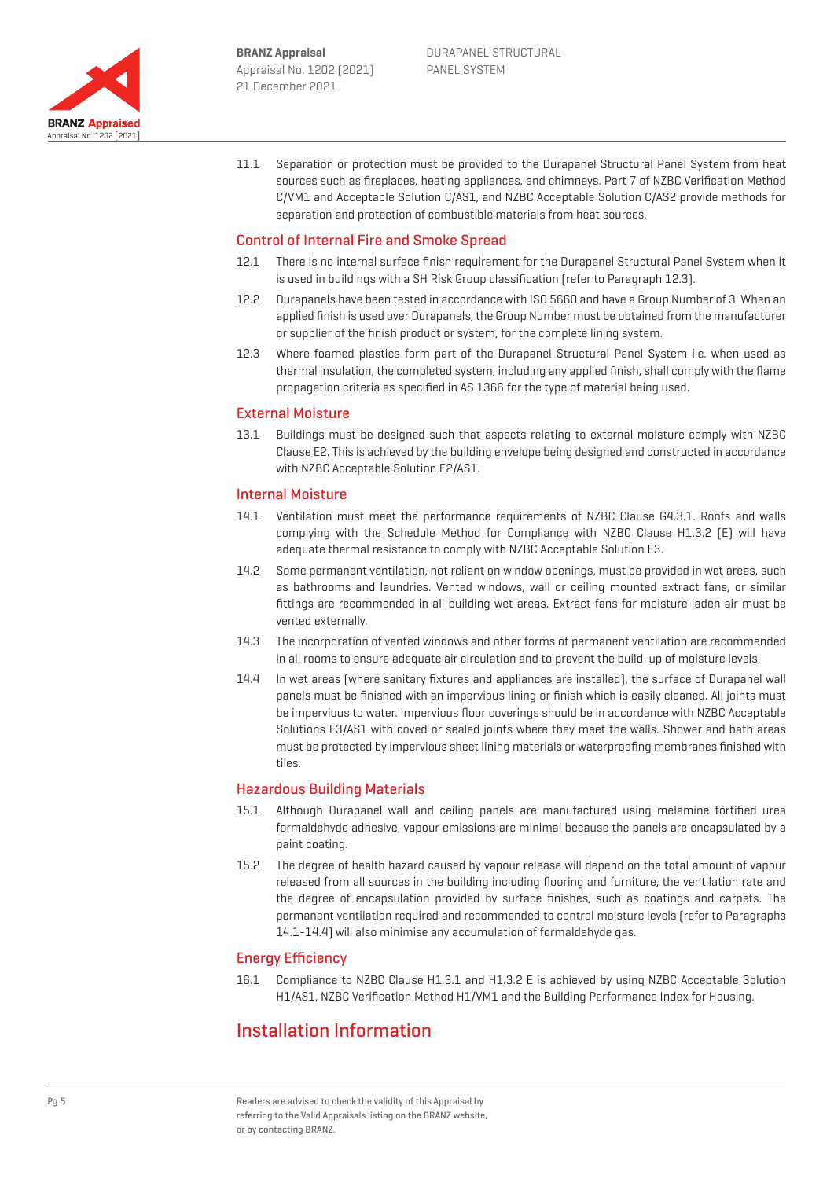11.1 Separation or protection must be provided to the Durapanel Structural Panel System from heat sources such as fireplaces, heating appliances, and chimneys. Part 7 of NZBC Verification Method C/VM1 and Acceptable Solution C/AS1, and NZBC Acceptable Solution C/AS2 provide methods for separation and protection of combustible materials from heat sources.

## Control of Internal Fire and Smoke Spread

12.1 There is no internal surface finish requirement for the Durapanel Structural Panel System when it is used in buildings with a SH Risk Group classification (refer to Paragraph 12.3).

12.2 Durapanels have been tested in accordance with ISO 5660 and have a Group Number of 3. When an applied finish is used over Durapanels, the Group Number must be obtained from the manufacturer or supplier of the finish product or system, for the complete lining system.

12.3 Where foamed plastics form part of the Durapanel Structural Panel System i.e. when used as thermal insulation, the completed system, including any applied finish, shall comply with the flame propagation criteria as specified in AS 1366 for the type of material being used.

## External Moisture

13.1 Buildings must be designed such that aspects relating to external moisture comply with NZBC Clause E2. This is achieved by the building envelope being designed and constructed in accordance with NZBC Acceptable Solution E2/AS1.

## Internal Moisture

14.1 Ventilation must meet the performance requirements of NZBC Clause G4.3.1. Roofs and walls complying with the Schedule Method for Compliance with NZBC Clause H1.3.2 (E) will have adequate thermal resistance to comply with NZBC Acceptable Solution E3.

14.2 Some permanent ventilation, not reliant on window openings, must be provided in wet areas, such as bathrooms and laundries. Vented windows, wall or ceiling mounted extract fans, or similar fittings are recommended in all building wet areas. Extract fans for moisture laden air must be vented externally.

14.3 The incorporation of vented windows and other forms of permanent ventilation are recommended in all rooms to ensure adequate air circulation and to prevent the build-up of moisture levels.

14.4 In wet areas (where sanitary fixtures and appliances are installed), the surface of Durapanel wall panels must be finished with an impervious lining or finish which is easily cleaned. All joints must be impervious to water. Impervious floor coverings should be in accordance with NZBC Acceptable Solutions E3/AS1 with coved or sealed joints where they meet the walls. Shower and bath areas must be protected by impervious sheet lining materials or waterproofing membranes finished with tiles.

## Hazardous Building Materials

15.1 Although Durapanel wall and ceiling panels are manufactured using melamine fortified urea formaldehyde adhesive, vapour emissions are minimal because the panels are encapsulated by a paint coating.

15.2 The degree of health hazard caused by vapour release will depend on the total amount of vapour released from all sources in the building including flooring and furniture, the ventilation rate and the degree of encapsulation provided by surface finishes, such as coatings and carpets. The permanent ventilation required and recommended to control moisture levels (refer to Paragraphs 14.1-14.4) will also minimise any accumulation of formaldehyde gas.

## Energy Efficiency

16.1 Compliance to NZBC Clause H1.3.1 and H1.3.2 E is achieved by using NZBC Acceptable Solution H1/AS1, NZBC Verification Method H1/VM1 and the Building Performance Index for Housing.

# Installation Information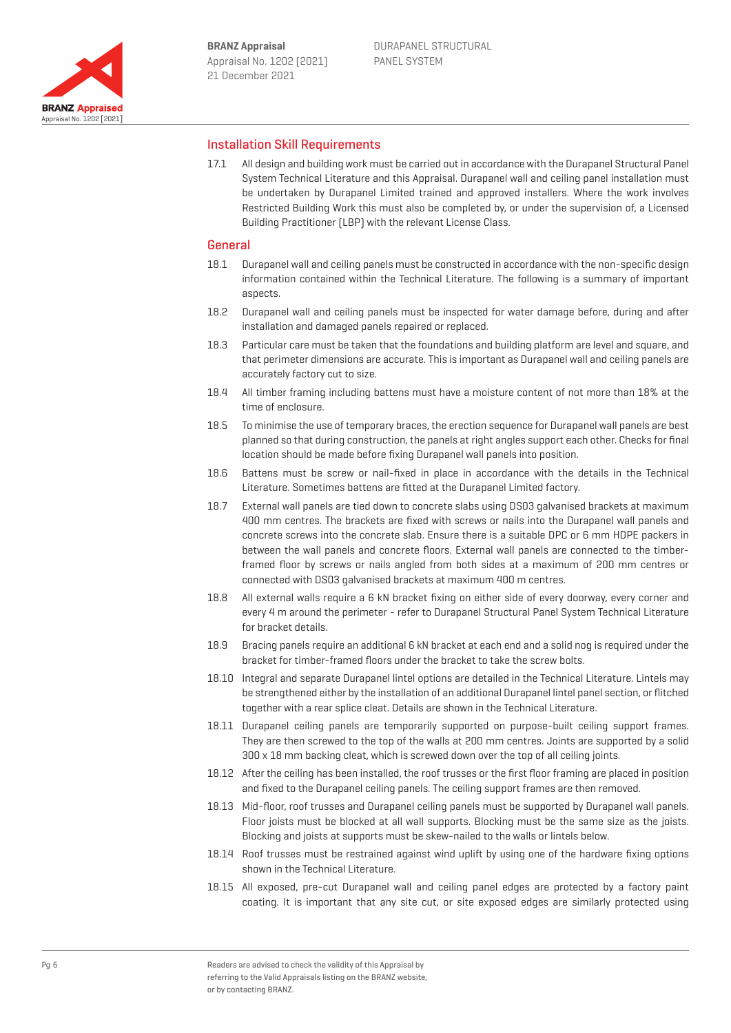## Installation Skill Requirements

17.1 All design and building work must be carried out in accordance with the Durapanel Structural Panel System Technical Literature and this Appraisal. Durapanel wall and ceiling panel installation must be undertaken by Durapanel Limited trained and approved installers. Where the work involves Restricted Building Work this must also be completed by, or under the supervision of, a Licensed Building Practitioner (LBP) with the relevant License Class.

## General

18.1 Durapanel wall and ceiling panels must be constructed in accordance with the non-specific design information contained within the Technical Literature. The following is a summary of important aspects.

18.2 Durapanel wall and ceiling panels must be inspected for water damage before, during and after installation and damaged panels repaired or replaced.

18.3 Particular care must be taken that the foundations and building platform are level and square, and that perimeter dimensions are accurate. This is important as Durapanel wall and ceiling panels are accurately factory cut to size.

18.4 All timber framing including battens must have a moisture content of not more than 18% at the time of enclosure.

18.5 To minimise the use of temporary braces, the erection sequence for Durapanel wall panels are best planned so that during construction, the panels at right angles support each other. Checks for final location should be made before fixing Durapanel wall panels into position.

18.6 Battens must be screw or nail-fixed in place in accordance with the details in the Technical Literature. Sometimes battens are fitted at the Durapanel Limited factory.

18.7 External wall panels are tied down to concrete slabs using DS03 galvanised brackets at maximum 400 mm centres. The brackets are fixed with screws or nails into the Durapanel wall panels and concrete screws into the concrete slab. Ensure there is a suitable DPC or 6 mm HDPE packers in between the wall panels and concrete floors. External wall panels are connected to the timber-framed floor by screws or nails angled from both sides at a maximum of 200 mm centres or connected with DS03 galvanised brackets at maximum 400 m centres.

18.8 All external walls require a 6 kN bracket fixing on either side of every doorway, every corner and every 4 m around the perimeter - refer to Durapanel Structural Panel System Technical Literature for bracket details.

18.9 Bracing panels require an additional 6 kN bracket at each end and a solid nog is required under the bracket for timber-framed floors under the bracket to take the screw bolts.

18.10 Integral and separate Durapanel lintel options are detailed in the Technical Literature. Lintels may be strengthened either by the installation of an additional Durapanel lintel panel section, or flitched together with a rear splice cleat. Details are shown in the Technical Literature.

18.11 Durapanel ceiling panels are temporarily supported on purpose-built ceiling support frames. They are then screwed to the top of the walls at 200 mm centres. Joints are supported by a solid 300 x 18 mm backing cleat, which is screwed down over the top of all ceiling joists.

18.12 After the ceiling has been installed, the roof trusses or the first floor framing are placed in position and fixed to the Durapanel ceiling panels. The ceiling support frames are then removed.

18.13 Mid-floor, roof trusses and Durapanel ceiling panels must be supported by Durapanel wall panels. Floor joists must be blocked at all wall supports. Blocking must be the same size as the joists. Blocking and joists at supports must be skew-nailed to the walls or lintels below.

18.14 Roof trusses must be restrained against wind uplift by using one of the hardware fixing options shown in the Technical Literature.

18.15 All exposed, pre-cut Durapanel wall and ceiling panel edges are protected by a factory paint coating. It is important that any site cut, or site exposed edges are similarly protected using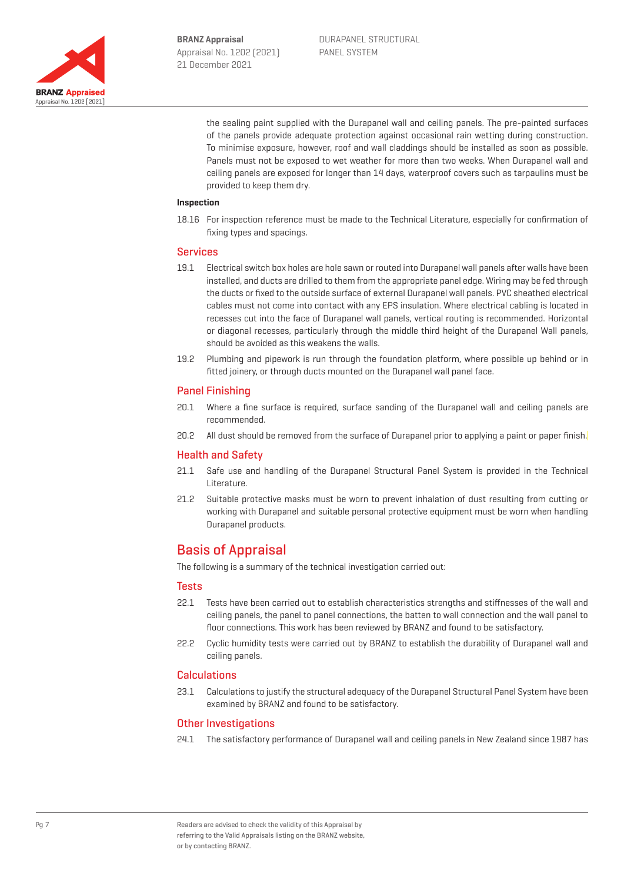the sealing paint supplied with the Durapanel wall and ceiling panels. The pre-painted surfaces of the panels provide adequate protection against occasional rain wetting during construction. To minimise exposure, however, roof and wall claddings should be installed as soon as possible. Panels must not be exposed to wet weather for more than two weeks. When Durapanel wall and ceiling panels are exposed for longer than 14 days, waterproof covers such as tarpaulins must be provided to keep them dry.

**Inspection**

18.16 For inspection reference must be made to the Technical Literature, especially for confirmation of fixing types and spacings.

### Services

19.1 Electrical switch box holes are hole sawn or routed into Durapanel wall panels after walls have been installed, and ducts are drilled to them from the appropriate panel edge. Wiring may be fed through the ducts or fixed to the outside surface of external Durapanel wall panels. PVC sheathed electrical cables must not come into contact with any EPS insulation. Where electrical cabling is located in recesses cut into the face of Durapanel wall panels, vertical routing is recommended. Horizontal or diagonal recesses, particularly through the middle third height of the Durapanel Wall panels, should be avoided as this weakens the walls.

19.2 Plumbing and pipework is run through the foundation platform, where possible up behind or in fitted joinery, or through ducts mounted on the Durapanel wall panel face.

### Panel Finishing

20.1 Where a fine surface is required, surface sanding of the Durapanel wall and ceiling panels are recommended.

20.2 All dust should be removed from the surface of Durapanel prior to applying a paint or paper finish.

### Health and Safety

21.1 Safe use and handling of the Durapanel Structural Panel System is provided in the Technical Literature.

21.2 Suitable protective masks must be worn to prevent inhalation of dust resulting from cutting or working with Durapanel and suitable personal protective equipment must be worn when handling Durapanel products.

## Basis of Appraisal

The following is a summary of the technical investigation carried out:

### Tests

22.1 Tests have been carried out to establish characteristics strengths and stiffnesses of the wall and ceiling panels, the panel to panel connections, the batten to wall connection and the wall panel to floor connections. This work has been reviewed by BRANZ and found to be satisfactory.

22.2 Cyclic humidity tests were carried out by BRANZ to establish the durability of Durapanel wall and ceiling panels.

### Calculations

23.1 Calculations to justify the structural adequacy of the Durapanel Structural Panel System have been examined by BRANZ and found to be satisfactory.

### Other Investigations

24.1 The satisfactory performance of Durapanel wall and ceiling panels in New Zealand since 1987 has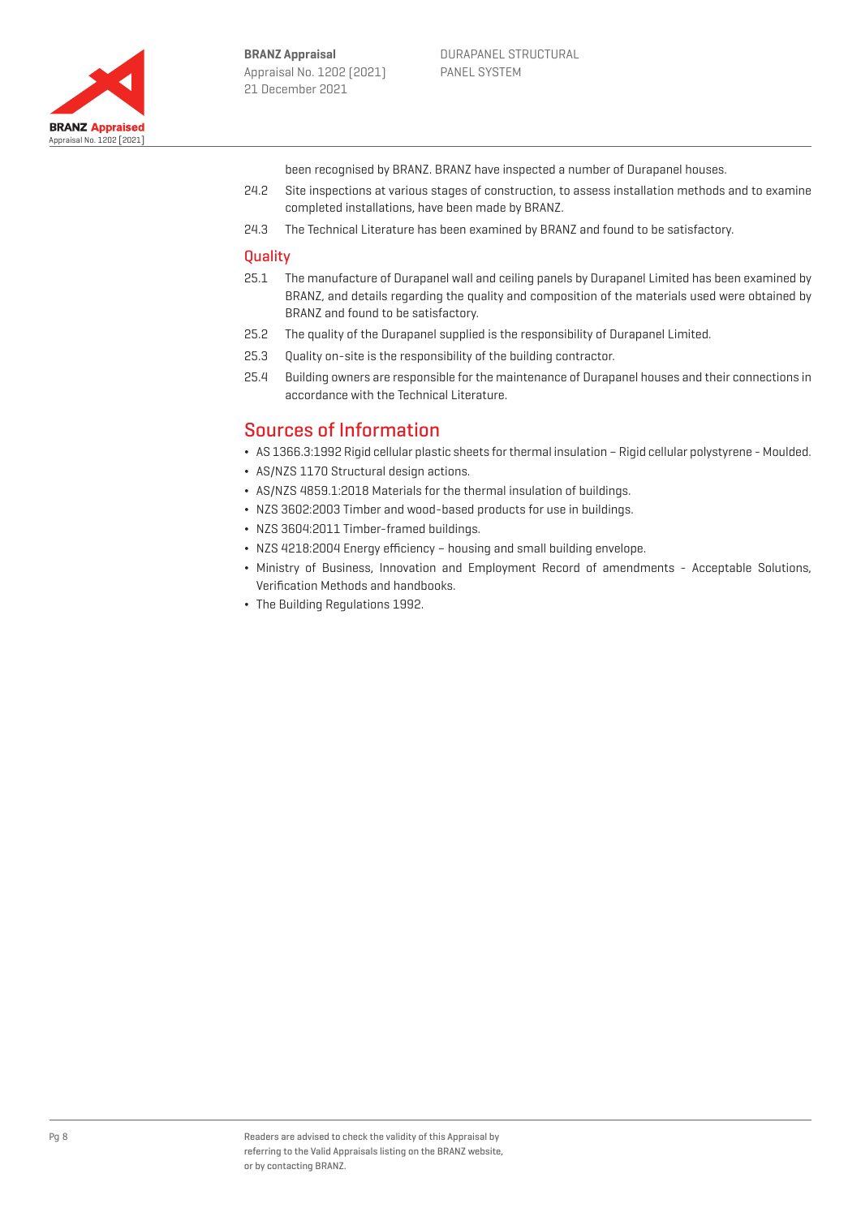been recognised by BRANZ. BRANZ have inspected a number of Durapanel houses.

24.2 Site inspections at various stages of construction, to assess installation methods and to examine completed installations, have been made by BRANZ.

24.3 The Technical Literature has been examined by BRANZ and found to be satisfactory.

### Quality

25.1 The manufacture of Durapanel wall and ceiling panels by Durapanel Limited has been examined by BRANZ, and details regarding the quality and composition of the materials used were obtained by BRANZ and found to be satisfactory.

25.2 The quality of the Durapanel supplied is the responsibility of Durapanel Limited.

25.3 Quality on-site is the responsibility of the building contractor.

25.4 Building owners are responsible for the maintenance of Durapanel houses and their connections in accordance with the Technical Literature.

## Sources of Information

- AS 1366.3:1992 Rigid cellular plastic sheets for thermal insulation – Rigid cellular polystyrene - Moulded.
- AS/NZS 1170 Structural design actions.
- AS/NZS 4859.1:2018 Materials for the thermal insulation of buildings.
- NZS 3602:2003 Timber and wood-based products for use in buildings.
- NZS 3604:2011 Timber-framed buildings.
- NZS 4218:2004 Energy efficiency – housing and small building envelope.
- Ministry of Business, Innovation and Employment Record of amendments - Acceptable Solutions, Verification Methods and handbooks.
- The Building Regulations 1992.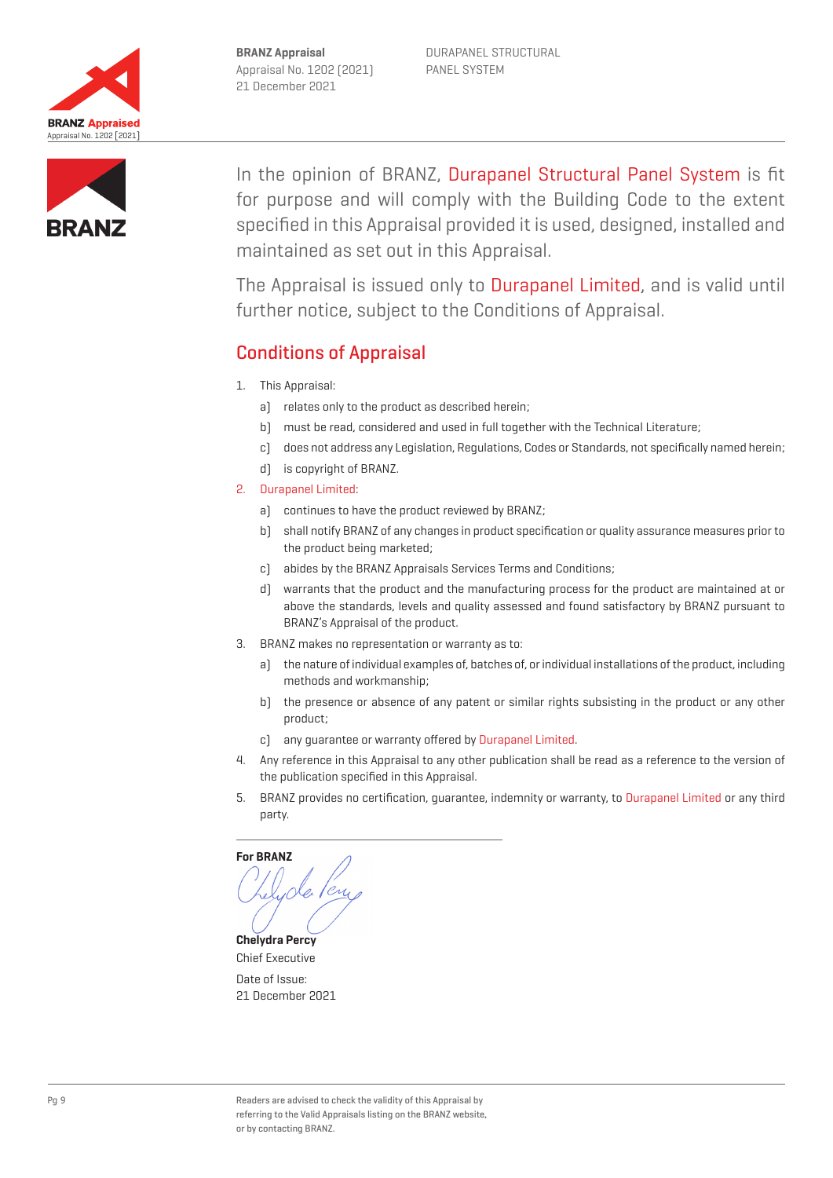In the opinion of BRANZ, Durapanel Structural Panel System is fit for purpose and will comply with the Building Code to the extent specified in this Appraisal provided it is used, designed, installed and maintained as set out in this Appraisal.

The Appraisal is issued only to Durapanel Limited, and is valid until further notice, subject to the Conditions of Appraisal.

## Conditions of Appraisal

1. This Appraisal:
   a) relates only to the product as described herein;
   b) must be read, considered and used in full together with the Technical Literature;
   c) does not address any Legislation, Regulations, Codes or Standards, not specifically named herein;
   d) is copyright of BRANZ.
2. Durapanel Limited:
   a) continues to have the product reviewed by BRANZ;
   b) shall notify BRANZ of any changes in product specification or quality assurance measures prior to the product being marketed;
   c) abides by the BRANZ Appraisals Services Terms and Conditions;
   d) warrants that the product and the manufacturing process for the product are maintained at or above the standards, levels and quality assessed and found satisfactory by BRANZ pursuant to BRANZ's Appraisal of the product.
3. BRANZ makes no representation or warranty as to:
   a) the nature of individual examples of, batches of, or individual installations of the product, including methods and workmanship;
   b) the presence or absence of any patent or similar rights subsisting in the product or any other product;
   c) any guarantee or warranty offered by Durapanel Limited.
4. Any reference in this Appraisal to any other publication shall be read as a reference to the version of the publication specified in this Appraisal.
5. BRANZ provides no certification, guarantee, indemnity or warranty, to Durapanel Limited or any third party.

**For BRANZ**

**Chelydra Percy**
Chief Executive

Date of Issue:
21 December 2021

Readers are advised to check the validity of this Appraisal by referring to the Valid Appraisals listing on the BRANZ website, or by contacting BRANZ.